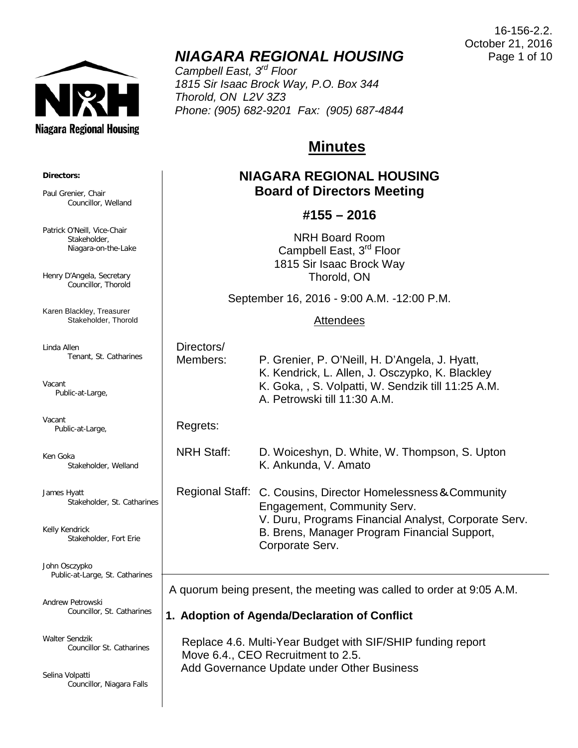16-156-2.2.
October 21, 2016

# *NIAGARA REGIONAL HOUSING*

*Campbell East, 3rd Floor*
*1815 Sir Isaac Brock Way, P.O. Box 344*
*Thorold, ON L2V 3Z3*
*Phone: (905) 682-9201 Fax: (905) 687-4844*

**Directors:**

Paul Grenier, Chair
Councillor, Welland

Patrick O'Neill, Vice-Chair
Stakeholder, Niagara-on-the-Lake

Henry D'Angela, Secretary
Councillor, Thorold

Karen Blackley, Treasurer
Stakeholder, Thorold

Linda Allen
Tenant, St. Catharines

Vacant
Public-at-Large,

Vacant
Public-at-Large,

Ken Goka
Stakeholder, Welland

James Hyatt
Stakeholder, St. Catharines

Kelly Kendrick
Stakeholder, Fort Erie

John Osczypko
Public-at-Large, St. Catharines

Andrew Petrowski
Councillor, St. Catharines

Walter Sendzik
Councillor St. Catharines

Selina Volpatti
Councillor, Niagara Falls

# Minutes

## NIAGARA REGIONAL HOUSING
## Board of Directors Meeting

### #155 – 2016

NRH Board Room
Campbell East, 3rd Floor
1815 Sir Isaac Brock Way
Thorold, ON

September 16, 2016 - 9:00 A.M. -12:00 P.M.

Attendees

| | |
|---|---|
| Directors/ Members: | P. Grenier, P. O'Neill, H. D'Angela, J. Hyatt, K. Kendrick, L. Allen, J. Osczypko, K. Blackley K. Goka, , S. Volpatti, W. Sendzik till 11:25 A.M. A. Petrowski till 11:30 A.M. |
| Regrets: | |
| NRH Staff: | D. Woiceshyn, D. White, W. Thompson, S. Upton K. Ankunda, V. Amato |
| Regional Staff: | C. Cousins, Director Homelessness & Community Engagement, Community Serv. V. Duru, Programs Financial Analyst, Corporate Serv. B. Brens, Manager Program Financial Support, Corporate Serv. |

A quorum being present, the meeting was called to order at 9:05 A.M.

**1. Adoption of Agenda/Declaration of Conflict**

Replace 4.6. Multi-Year Budget with SIF/SHIP funding report
Move 6.4., CEO Recruitment to 2.5.
Add Governance Update under Other Business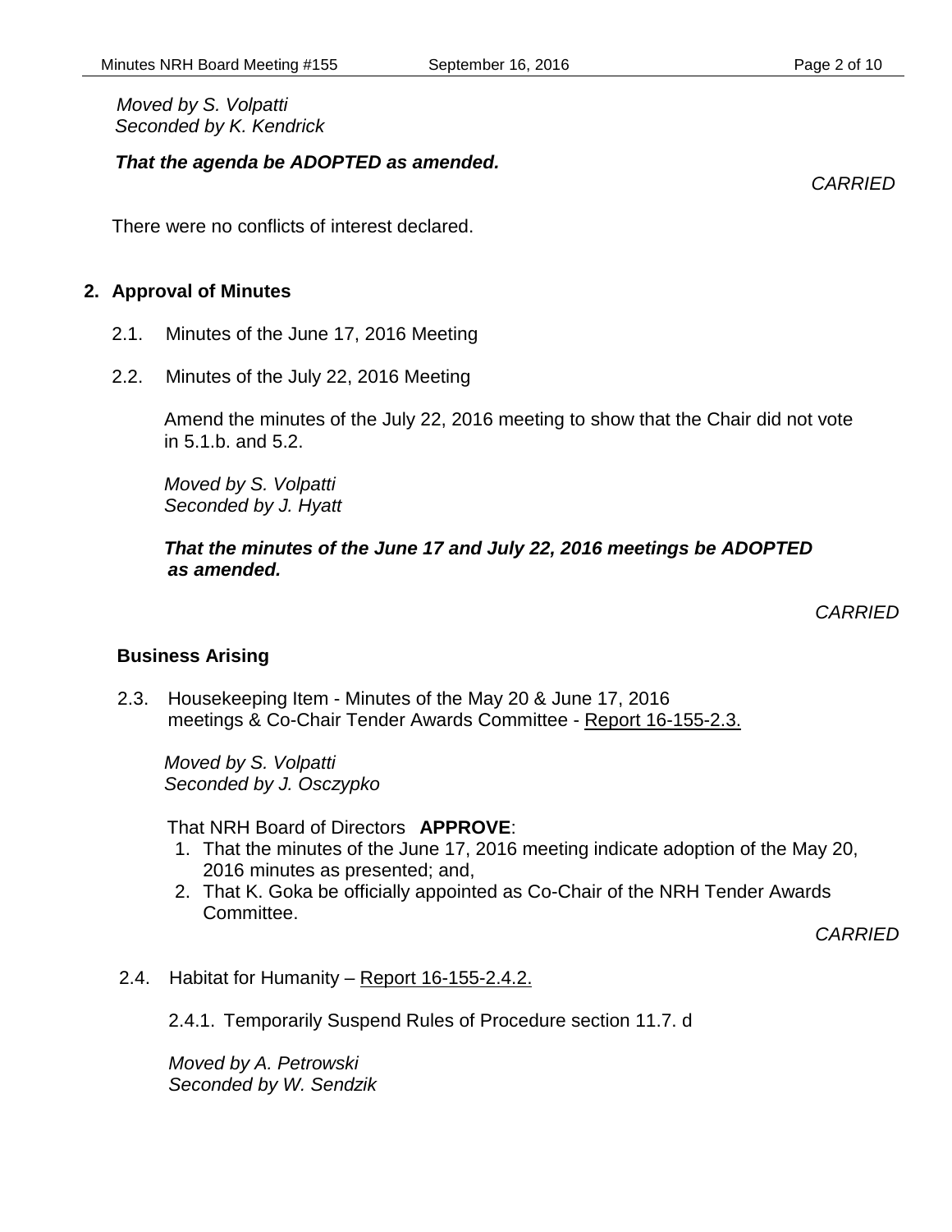*Moved by S. Volpatti*
*Seconded by K. Kendrick*

***That the agenda be ADOPTED as amended.***

*CARRIED*

There were no conflicts of interest declared.

## 2. Approval of Minutes

2.1. Minutes of the June 17, 2016 Meeting

2.2. Minutes of the July 22, 2016 Meeting

Amend the minutes of the July 22, 2016 meeting to show that the Chair did not vote in 5.1.b. and 5.2.

*Moved by S. Volpatti*
*Seconded by J. Hyatt*

***That the minutes of the June 17 and July 22, 2016 meetings be ADOPTED as amended.***

*CARRIED*

### Business Arising

2.3. Housekeeping Item - Minutes of the May 20 & June 17, 2016 meetings & Co-Chair Tender Awards Committee - Report 16-155-2.3.

*Moved by S. Volpatti*
*Seconded by J. Osczypko*

That NRH Board of Directors **APPROVE**:

1. That the minutes of the June 17, 2016 meeting indicate adoption of the May 20, 2016 minutes as presented; and,
2. That K. Goka be officially appointed as Co-Chair of the NRH Tender Awards Committee.

*CARRIED*

2.4. Habitat for Humanity – Report 16-155-2.4.2.

2.4.1. Temporarily Suspend Rules of Procedure section 11.7. d

*Moved by A. Petrowski*
*Seconded by W. Sendzik*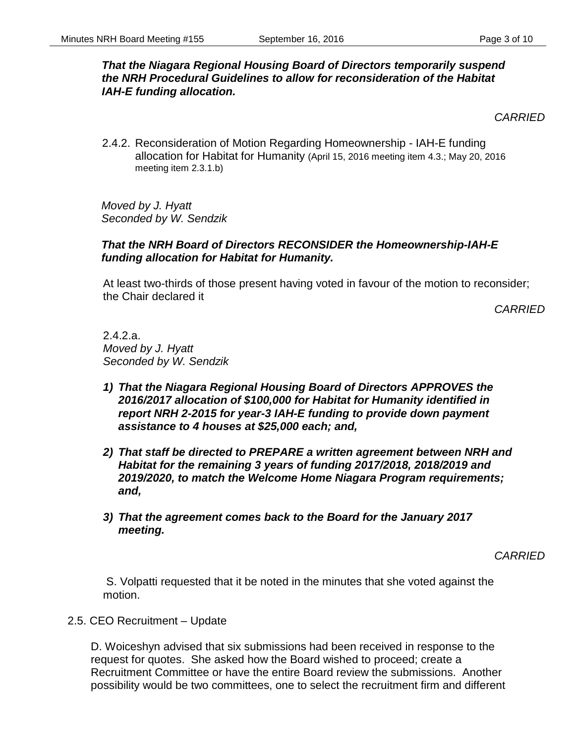***That the Niagara Regional Housing Board of Directors temporarily suspend the NRH Procedural Guidelines to allow for reconsideration of the Habitat IAH-E funding allocation.***

*CARRIED*

2.4.2. Reconsideration of Motion Regarding Homeownership - IAH-E funding allocation for Habitat for Humanity (April 15, 2016 meeting item 4.3.; May 20, 2016 meeting item 2.3.1.b)

*Moved by J. Hyatt*
*Seconded by W. Sendzik*

***That the NRH Board of Directors RECONSIDER the Homeownership-IAH-E funding allocation for Habitat for Humanity.***

At least two-thirds of those present having voted in favour of the motion to reconsider; the Chair declared it

*CARRIED*

2.4.2.a.
*Moved by J. Hyatt*
*Seconded by W. Sendzik*

1) ***That the Niagara Regional Housing Board of Directors APPROVES the 2016/2017 allocation of $100,000 for Habitat for Humanity identified in report NRH 2-2015 for year-3 IAH-E funding to provide down payment assistance to 4 houses at $25,000 each; and,***

2) ***That staff be directed to PREPARE a written agreement between NRH and Habitat for the remaining 3 years of funding 2017/2018, 2018/2019 and 2019/2020, to match the Welcome Home Niagara Program requirements; and,***

3) ***That the agreement comes back to the Board for the January 2017 meeting.***

*CARRIED*

S. Volpatti requested that it be noted in the minutes that she voted against the motion.

2.5. CEO Recruitment – Update

D. Woiceshyn advised that six submissions had been received in response to the request for quotes. She asked how the Board wished to proceed; create a Recruitment Committee or have the entire Board review the submissions. Another possibility would be two committees, one to select the recruitment firm and different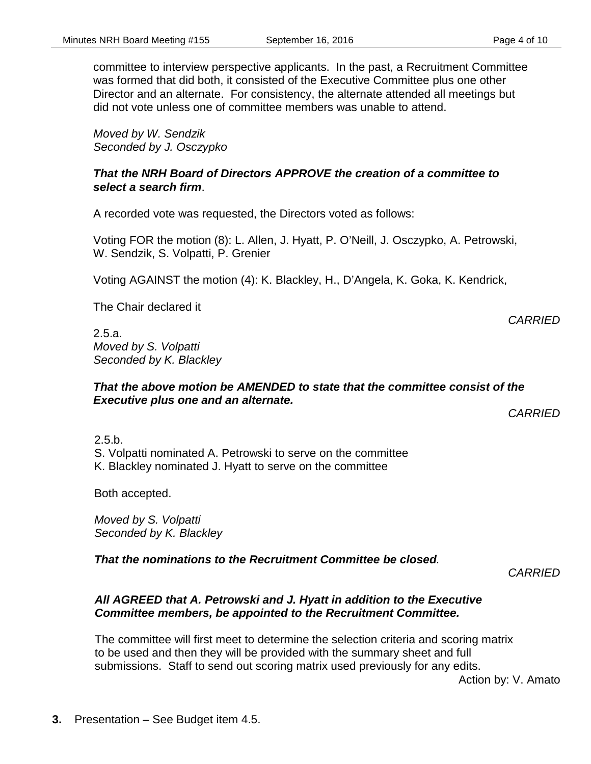committee to interview perspective applicants. In the past, a Recruitment Committee was formed that did both, it consisted of the Executive Committee plus one other Director and an alternate. For consistency, the alternate attended all meetings but did not vote unless one of committee members was unable to attend.

*Moved by W. Sendzik*
*Seconded by J. Osczypko*

***That the NRH Board of Directors APPROVE the creation of a committee to select a search firm*.**

A recorded vote was requested, the Directors voted as follows:

Voting FOR the motion (8): L. Allen, J. Hyatt, P. O'Neill, J. Osczypko, A. Petrowski, W. Sendzik, S. Volpatti, P. Grenier

Voting AGAINST the motion (4): K. Blackley, H., D'Angela, K. Goka, K. Kendrick,

The Chair declared it

*CARRIED*

2.5.a.
*Moved by S. Volpatti*
*Seconded by K. Blackley*

***That the above motion be AMENDED to state that the committee consist of the Executive plus one and an alternate.***

*CARRIED*

2.5.b.
S. Volpatti nominated A. Petrowski to serve on the committee
K. Blackley nominated J. Hyatt to serve on the committee

Both accepted.

*Moved by S. Volpatti*
*Seconded by K. Blackley*

***That the nominations to the Recruitment Committee be closed*.**

*CARRIED*

***All AGREED that A. Petrowski and J. Hyatt in addition to the Executive Committee members, be appointed to the Recruitment Committee.***

The committee will first meet to determine the selection criteria and scoring matrix to be used and then they will be provided with the summary sheet and full submissions. Staff to send out scoring matrix used previously for any edits.

Action by: V. Amato

**3.** Presentation – See Budget item 4.5.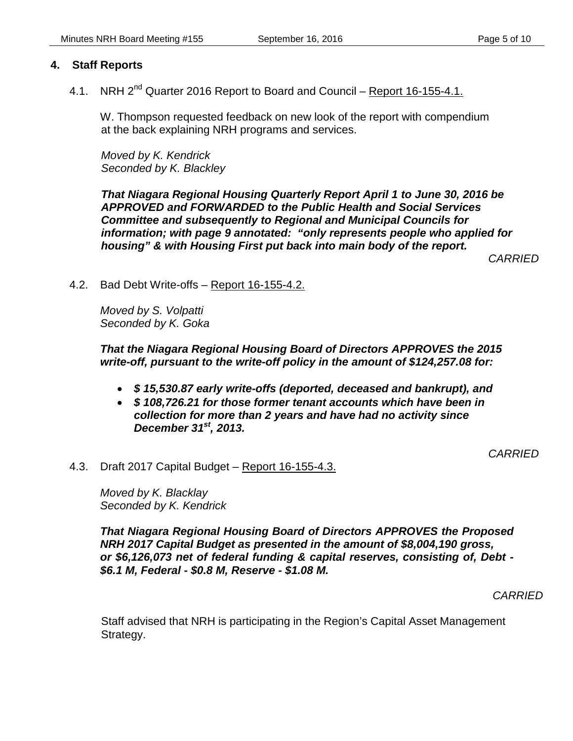## 4. Staff Reports

4.1. NRH 2nd Quarter 2016 Report to Board and Council – Report 16-155-4.1.

W. Thompson requested feedback on new look of the report with compendium at the back explaining NRH programs and services.

*Moved by K. Kendrick*
*Seconded by K. Blackley*

***That Niagara Regional Housing Quarterly Report April 1 to June 30, 2016 be APPROVED and FORWARDED to the Public Health and Social Services Committee and subsequently to Regional and Municipal Councils for information; with page 9 annotated: "only represents people who applied for housing" & with Housing First put back into main body of the report.***

*CARRIED*

4.2. Bad Debt Write-offs – Report 16-155-4.2.

*Moved by S. Volpatti*
*Seconded by K. Goka*

***That the Niagara Regional Housing Board of Directors APPROVES the 2015 write-off, pursuant to the write-off policy in the amount of $124,257.08 for:***

- ***$ 15,530.87 early write-offs (deported, deceased and bankrupt), and***
- ***$ 108,726.21 for those former tenant accounts which have been in collection for more than 2 years and have had no activity since December 31st, 2013.***

*CARRIED*

4.3. Draft 2017 Capital Budget – Report 16-155-4.3.

*Moved by K. Blacklay*
*Seconded by K. Kendrick*

***That Niagara Regional Housing Board of Directors APPROVES the Proposed NRH 2017 Capital Budget as presented in the amount of $8,004,190 gross, or $6,126,073 net of federal funding & capital reserves, consisting of, Debt - $6.1 M, Federal - $0.8 M, Reserve - $1.08 M.***

*CARRIED*

Staff advised that NRH is participating in the Region's Capital Asset Management Strategy.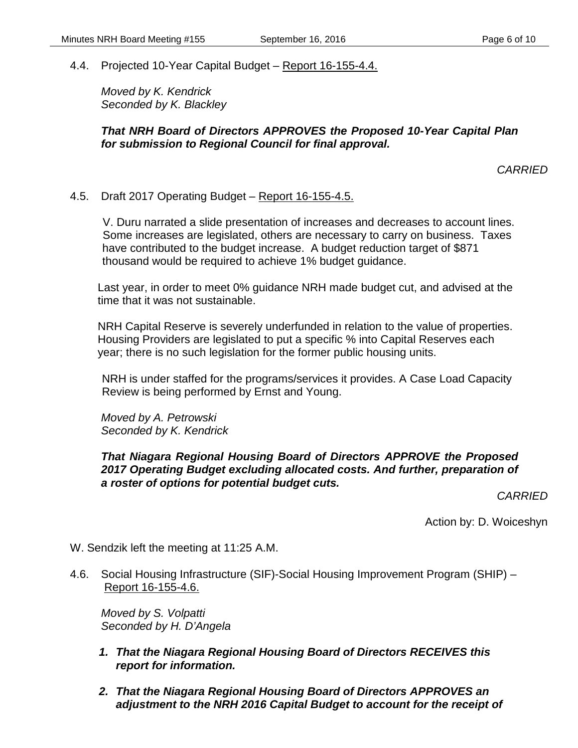4.4. Projected 10-Year Capital Budget – Report 16-155-4.4.

*Moved by K. Kendrick*
*Seconded by K. Blackley*

***That NRH Board of Directors APPROVES the Proposed 10-Year Capital Plan for submission to Regional Council for final approval.***

*CARRIED*

4.5. Draft 2017 Operating Budget – Report 16-155-4.5.

V. Duru narrated a slide presentation of increases and decreases to account lines. Some increases are legislated, others are necessary to carry on business. Taxes have contributed to the budget increase. A budget reduction target of $871 thousand would be required to achieve 1% budget guidance.

Last year, in order to meet 0% guidance NRH made budget cut, and advised at the time that it was not sustainable.

NRH Capital Reserve is severely underfunded in relation to the value of properties. Housing Providers are legislated to put a specific % into Capital Reserves each year; there is no such legislation for the former public housing units.

NRH is under staffed for the programs/services it provides. A Case Load Capacity Review is being performed by Ernst and Young.

*Moved by A. Petrowski*
*Seconded by K. Kendrick*

***That Niagara Regional Housing Board of Directors APPROVE the Proposed 2017 Operating Budget excluding allocated costs. And further, preparation of a roster of options for potential budget cuts.***

*CARRIED*

Action by: D. Woiceshyn

W. Sendzik left the meeting at 11:25 A.M.

4.6. Social Housing Infrastructure (SIF)-Social Housing Improvement Program (SHIP) – Report 16-155-4.6.

*Moved by S. Volpatti*
*Seconded by H. D'Angela*

1. ***That the Niagara Regional Housing Board of Directors RECEIVES this report for information.***

2. ***That the Niagara Regional Housing Board of Directors APPROVES an adjustment to the NRH 2016 Capital Budget to account for the receipt of***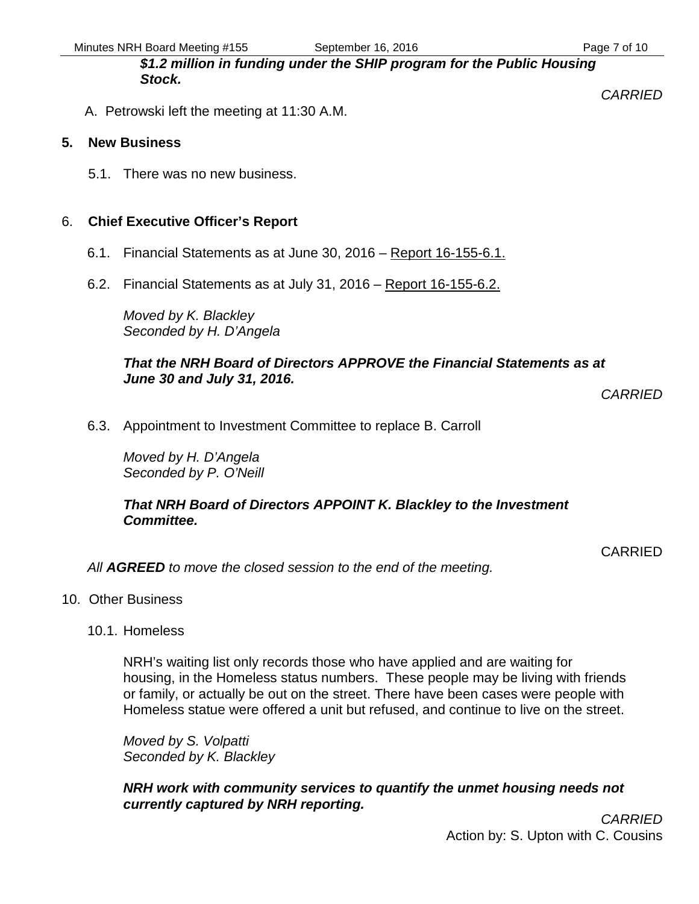***$1.2 million in funding under the SHIP program for the Public Housing Stock.***

*CARRIED*

A. Petrowski left the meeting at 11:30 A.M.

## 5. New Business

5.1. There was no new business.

## 6. Chief Executive Officer's Report

6.1. Financial Statements as at June 30, 2016 – Report 16-155-6.1.

6.2. Financial Statements as at July 31, 2016 – Report 16-155-6.2.

*Moved by K. Blackley*
*Seconded by H. D'Angela*

***That the NRH Board of Directors APPROVE the Financial Statements as at June 30 and July 31, 2016.***

*CARRIED*

6.3. Appointment to Investment Committee to replace B. Carroll

*Moved by H. D'Angela*
*Seconded by P. O'Neill*

***That NRH Board of Directors APPOINT K. Blackley to the Investment Committee.***

CARRIED

*All **AGREED** to move the closed session to the end of the meeting.*

10. Other Business

10.1. Homeless

NRH's waiting list only records those who have applied and are waiting for housing, in the Homeless status numbers. These people may be living with friends or family, or actually be out on the street. There have been cases were people with Homeless statue were offered a unit but refused, and continue to live on the street.

*Moved by S. Volpatti*
*Seconded by K. Blackley*

***NRH work with community services to quantify the unmet housing needs not currently captured by NRH reporting.***

*CARRIED*
Action by: S. Upton with C. Cousins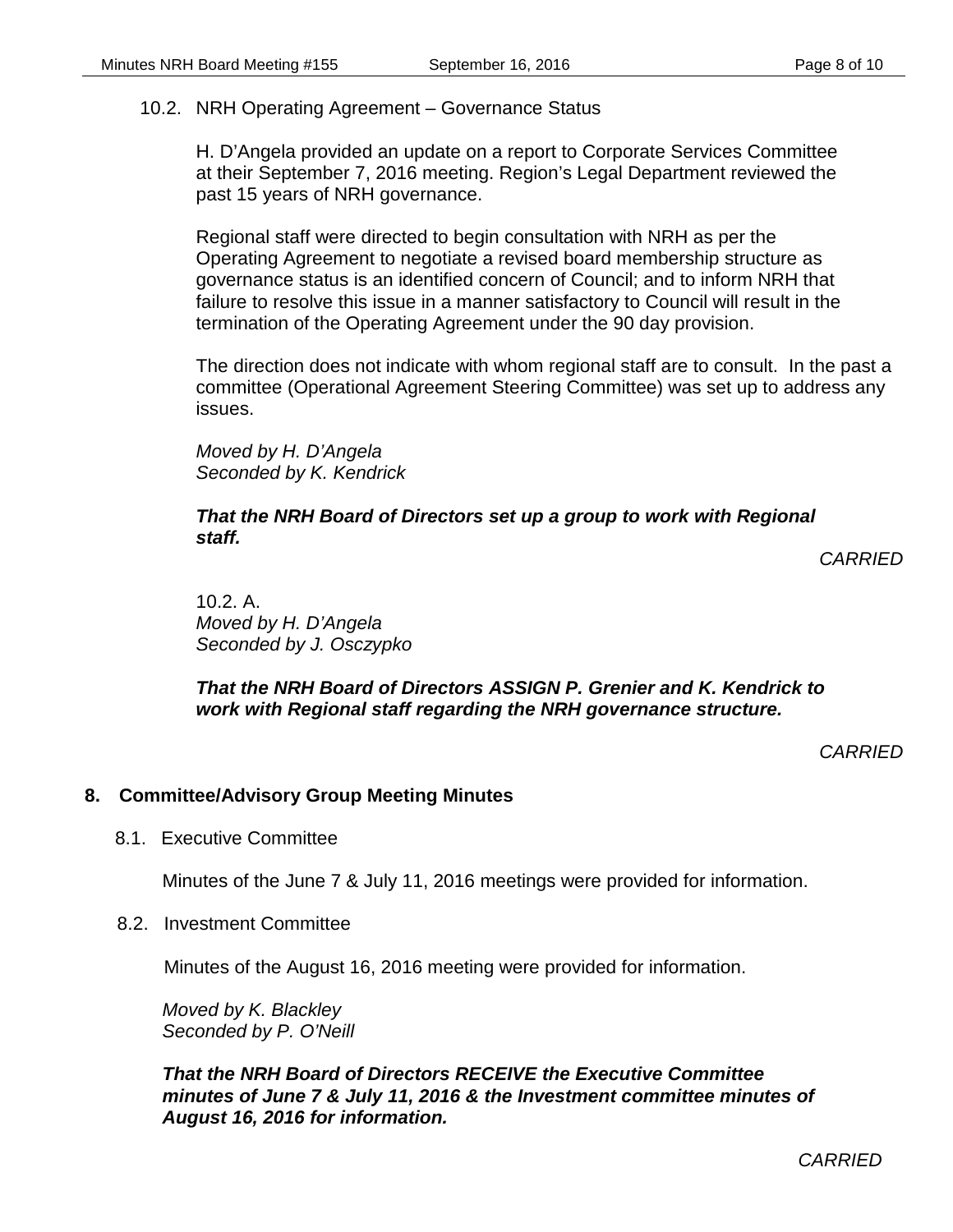### 10.2. NRH Operating Agreement – Governance Status

H. D'Angela provided an update on a report to Corporate Services Committee at their September 7, 2016 meeting. Region's Legal Department reviewed the past 15 years of NRH governance.

Regional staff were directed to begin consultation with NRH as per the Operating Agreement to negotiate a revised board membership structure as governance status is an identified concern of Council; and to inform NRH that failure to resolve this issue in a manner satisfactory to Council will result in the termination of the Operating Agreement under the 90 day provision.

The direction does not indicate with whom regional staff are to consult. In the past a committee (Operational Agreement Steering Committee) was set up to address any issues.

*Moved by H. D'Angela*
*Seconded by K. Kendrick*

***That the NRH Board of Directors set up a group to work with Regional staff.***

*CARRIED*

10.2. A.
*Moved by H. D'Angela*
*Seconded by J. Osczypko*

***That the NRH Board of Directors ASSIGN P. Grenier and K. Kendrick to work with Regional staff regarding the NRH governance structure.***

*CARRIED*

## 8. Committee/Advisory Group Meeting Minutes

### 8.1. Executive Committee

Minutes of the June 7 & July 11, 2016 meetings were provided for information.

### 8.2. Investment Committee

Minutes of the August 16, 2016 meeting were provided for information.

*Moved by K. Blackley*
*Seconded by P. O'Neill*

***That the NRH Board of Directors RECEIVE the Executive Committee minutes of June 7 & July 11, 2016 & the Investment committee minutes of August 16, 2016 for information.***

*CARRIED*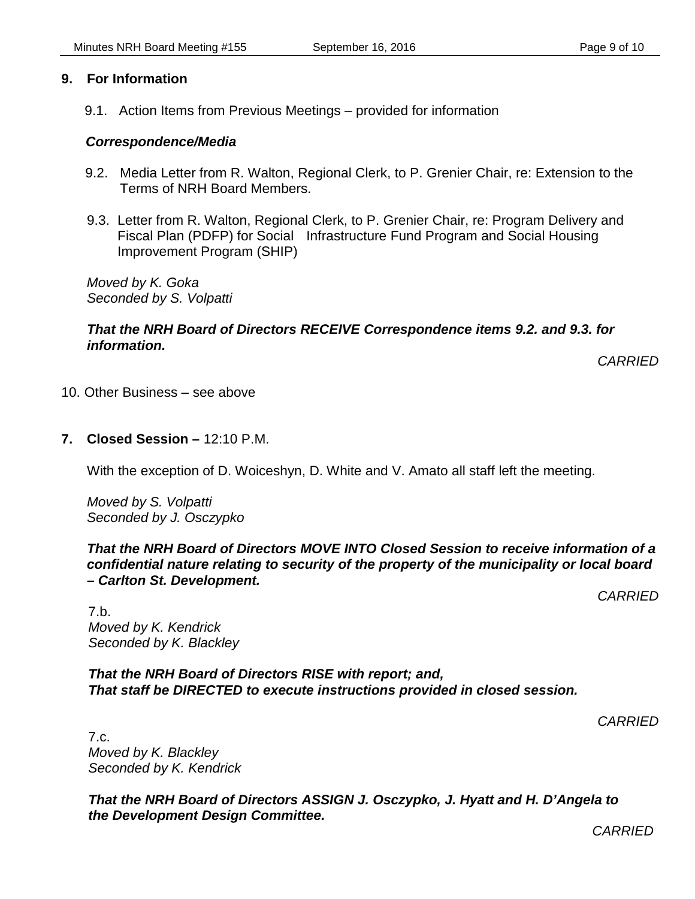## 9. For Information

9.1. Action Items from Previous Meetings – provided for information

### *Correspondence/Media*

9.2. Media Letter from R. Walton, Regional Clerk, to P. Grenier Chair, re: Extension to the Terms of NRH Board Members.

9.3. Letter from R. Walton, Regional Clerk, to P. Grenier Chair, re: Program Delivery and Fiscal Plan (PDFP) for Social Infrastructure Fund Program and Social Housing Improvement Program (SHIP)

*Moved by K. Goka*
*Seconded by S. Volpatti*

***That the NRH Board of Directors RECEIVE Correspondence items 9.2. and 9.3. for information.***

*CARRIED*

10. Other Business – see above

## 7. Closed Session – 12:10 P.M.

With the exception of D. Woiceshyn, D. White and V. Amato all staff left the meeting.

*Moved by S. Volpatti*
*Seconded by J. Osczypko*

***That the NRH Board of Directors MOVE INTO Closed Session to receive information of a confidential nature relating to security of the property of the municipality or local board – Carlton St. Development.***

*CARRIED*

7.b.
*Moved by K. Kendrick*
*Seconded by K. Blackley*

***That the NRH Board of Directors RISE with report; and,***
***That staff be DIRECTED to execute instructions provided in closed session.***

*CARRIED*

7.c.
*Moved by K. Blackley*
*Seconded by K. Kendrick*

***That the NRH Board of Directors ASSIGN J. Osczypko, J. Hyatt and H. D'Angela to the Development Design Committee.***

*CARRIED*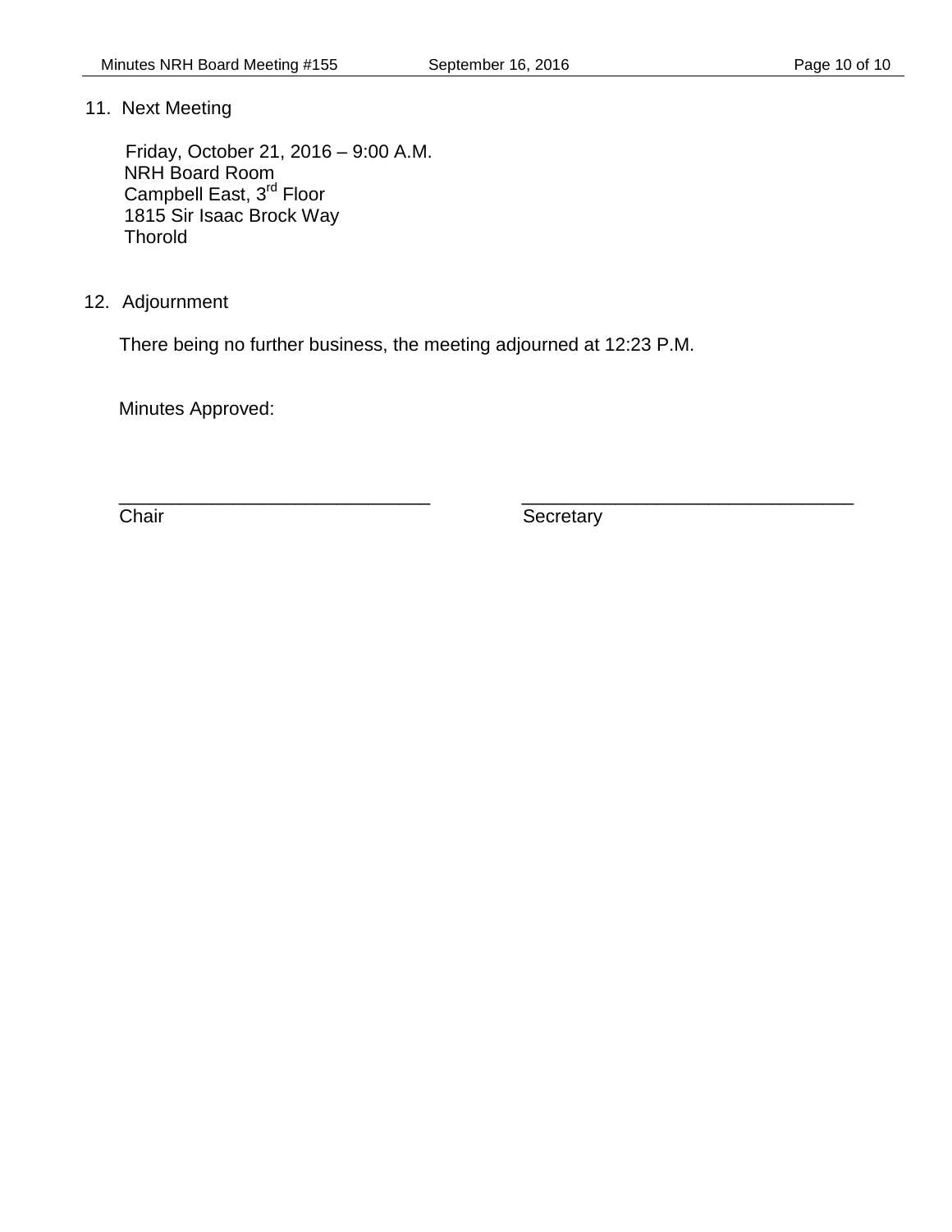## 11. Next Meeting

Friday, October 21, 2016 – 9:00 A.M.
NRH Board Room
Campbell East, 3rd Floor
1815 Sir Isaac Brock Way
Thorold

## 12. Adjournment

There being no further business, the meeting adjourned at 12:23 P.M.

Minutes Approved:

______________________________ Chair

______________________________ Secretary